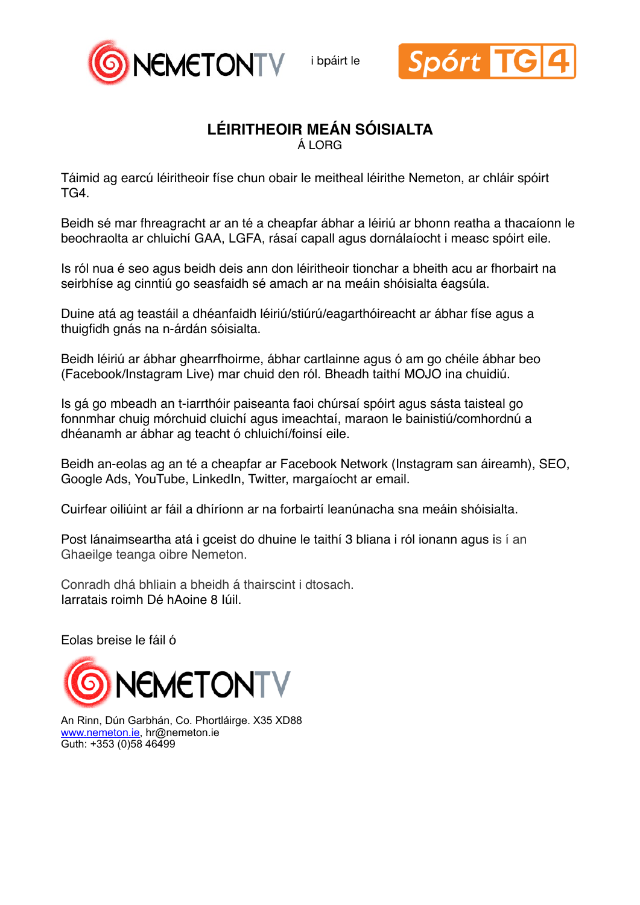NEMETONTV i bpáirt le Spórt TG4

# LÉIRITHEOIR MEÁN SÓISIALTA

Á LORG

Táimid ag earcú léiritheoir físe chun obair le meitheal léirithe Nemeton, ar chláir spóirt TG4.

Beidh sé mar fhreagracht ar an té a cheapfar ábhar a léiriú ar bhonn reatha a thacaíonn le beochraolta ar chluichí GAA, LGFA, rásaí capall agus dornálaíocht i measc spóirt eile.

Is ról nua é seo agus beidh deis ann don léiritheoir tionchar a bheith acu ar fhorbairt na seirbhíse ag cinntiú go seasfaidh sé amach ar na meáin shóisialta éagsúla.

Duine atá ag teastáil a dhéanfaidh léiriú/stiúrú/eagarthóireacht ar ábhar físe agus a thuigfidh gnás na n-árdán sóisialta.

Beidh léiriú ar ábhar ghearrfhoirme, ábhar cartlainne agus ó am go chéile ábhar beo (Facebook/Instagram Live) mar chuid den ról. Bheadh taithí MOJO ina chuidiú.

Is gá go mbeadh an t-iarrthóir paiseanta faoi chúrsaí spóirt agus sásta taisteal go fonnmhar chuig mórchuid cluichí agus imeachtaí, maraon le bainistiú/comhordnú a dhéanamh ar ábhar ag teacht ó chluichí/foinsí eile.

Beidh an-eolas ag an té a cheapfar ar Facebook Network (Instagram san áireamh), SEO, Google Ads, YouTube, LinkedIn, Twitter, margaíocht ar email.

Cuirfear oiliúint ar fáil a dhíríonn ar na forbairtí leanúnacha sna meáin shóisialta.

Post lánaimseartha atá i gceist do dhuine le taithí 3 bliana i ról ionann agus is í an Ghaeilge teanga oibre Nemeton.

Conradh dhá bhliain a bheidh á thairscint i dtosach.
Iarratais roimh Dé hAoine 8 Iúil.

Eolas breise le fáil ó

NEMETONTV

An Rinn, Dún Garbhán, Co. Phortláirge. X35 XD88
www.nemeton.ie, hr@nemeton.ie
Guth: +353 (0)58 46499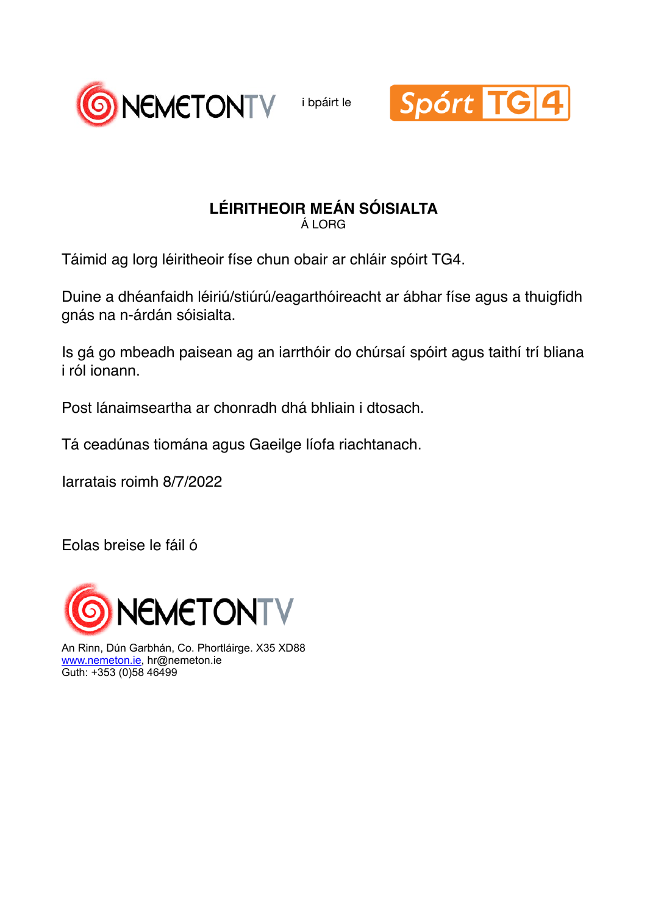NEMETONTV i bpáirt le Spórt TG4

## LÉIRITHEOIR MEÁN SÓISIALTA

Á LORG

Táimid ag lorg léiritheoir físe chun obair ar chláir spóirt TG4.

Duine a dhéanfaidh léiriú/stiúrú/eagarthóireacht ar ábhar físe agus a thuigfidh gnás na n-árdán sóisialta.

Is gá go mbeadh paisean ag an iarrthóir do chúrsaí spóirt agus taithí trí bliana i ról ionann.

Post lánaimseartha ar chonradh dhá bhliain i dtosach.

Tá ceadúnas tiomána agus Gaeilge líofa riachtanach.

Iarratais roimh 8/7/2022

Eolas breise le fáil ó

NEMETONTV

An Rinn, Dún Garbhán, Co. Phortláirge. X35 XD88
www.nemeton.ie, hr@nemeton.ie
Guth: +353 (0)58 46499